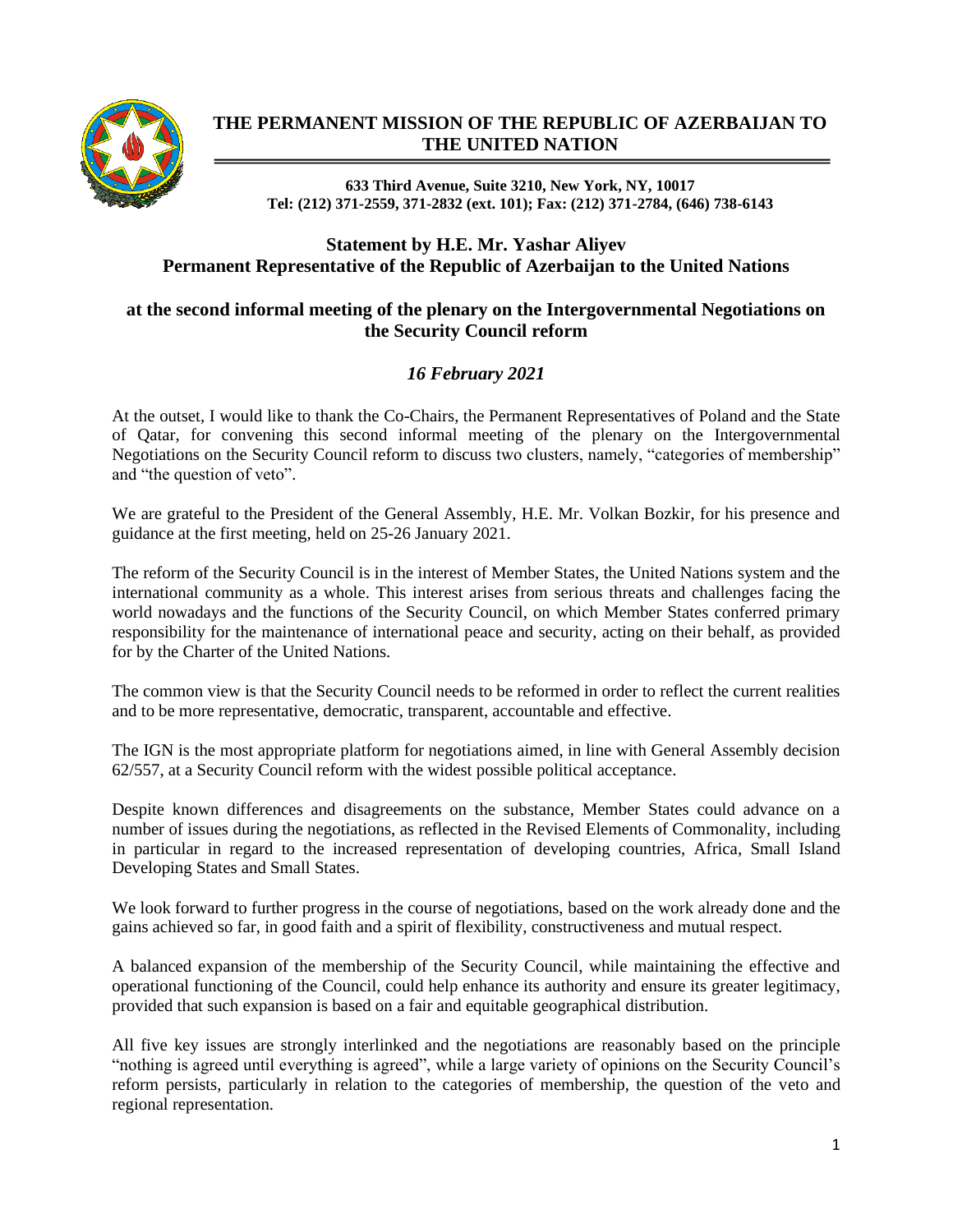## THE PERMANENT MISSION OF THE REPUBLIC OF AZERBAIJAN TO THE UNITED NATION

**633 Third Avenue, Suite 3210, New York, NY, 10017**
**Tel: (212) 371-2559, 371-2832 (ext. 101); Fax: (212) 371-2784, (646) 738-6143**

### Statement by H.E. Mr. Yashar Aliyev
### Permanent Representative of the Republic of Azerbaijan to the United Nations

### at the second informal meeting of the plenary on the Intergovernmental Negotiations on the Security Council reform

***16 February 2021***

At the outset, I would like to thank the Co-Chairs, the Permanent Representatives of Poland and the State of Qatar, for convening this second informal meeting of the plenary on the Intergovernmental Negotiations on the Security Council reform to discuss two clusters, namely, "categories of membership" and "the question of veto".

We are grateful to the President of the General Assembly, H.E. Mr. Volkan Bozkir, for his presence and guidance at the first meeting, held on 25-26 January 2021.

The reform of the Security Council is in the interest of Member States, the United Nations system and the international community as a whole. This interest arises from serious threats and challenges facing the world nowadays and the functions of the Security Council, on which Member States conferred primary responsibility for the maintenance of international peace and security, acting on their behalf, as provided for by the Charter of the United Nations.

The common view is that the Security Council needs to be reformed in order to reflect the current realities and to be more representative, democratic, transparent, accountable and effective.

The IGN is the most appropriate platform for negotiations aimed, in line with General Assembly decision 62/557, at a Security Council reform with the widest possible political acceptance.

Despite known differences and disagreements on the substance, Member States could advance on a number of issues during the negotiations, as reflected in the Revised Elements of Commonality, including in particular in regard to the increased representation of developing countries, Africa, Small Island Developing States and Small States.

We look forward to further progress in the course of negotiations, based on the work already done and the gains achieved so far, in good faith and a spirit of flexibility, constructiveness and mutual respect.

A balanced expansion of the membership of the Security Council, while maintaining the effective and operational functioning of the Council, could help enhance its authority and ensure its greater legitimacy, provided that such expansion is based on a fair and equitable geographical distribution.

All five key issues are strongly interlinked and the negotiations are reasonably based on the principle "nothing is agreed until everything is agreed", while a large variety of opinions on the Security Council's reform persists, particularly in relation to the categories of membership, the question of the veto and regional representation.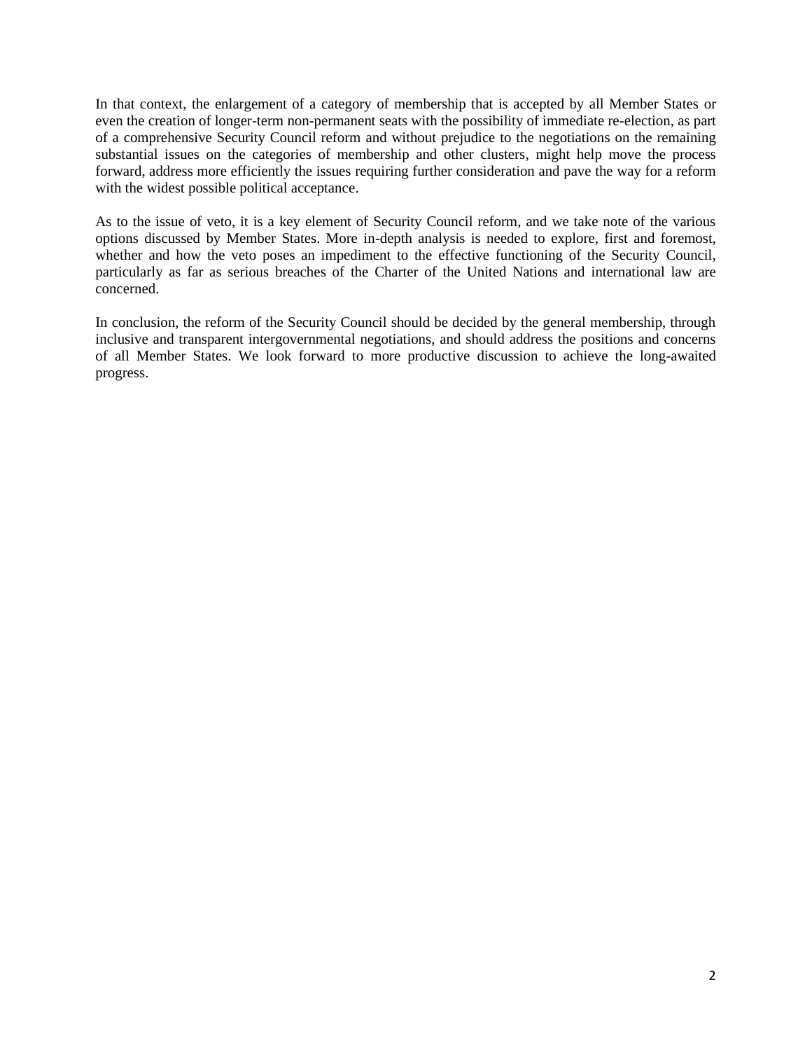In that context, the enlargement of a category of membership that is accepted by all Member States or even the creation of longer-term non-permanent seats with the possibility of immediate re-election, as part of a comprehensive Security Council reform and without prejudice to the negotiations on the remaining substantial issues on the categories of membership and other clusters, might help move the process forward, address more efficiently the issues requiring further consideration and pave the way for a reform with the widest possible political acceptance.

As to the issue of veto, it is a key element of Security Council reform, and we take note of the various options discussed by Member States. More in-depth analysis is needed to explore, first and foremost, whether and how the veto poses an impediment to the effective functioning of the Security Council, particularly as far as serious breaches of the Charter of the United Nations and international law are concerned.

In conclusion, the reform of the Security Council should be decided by the general membership, through inclusive and transparent intergovernmental negotiations, and should address the positions and concerns of all Member States. We look forward to more productive discussion to achieve the long-awaited progress.